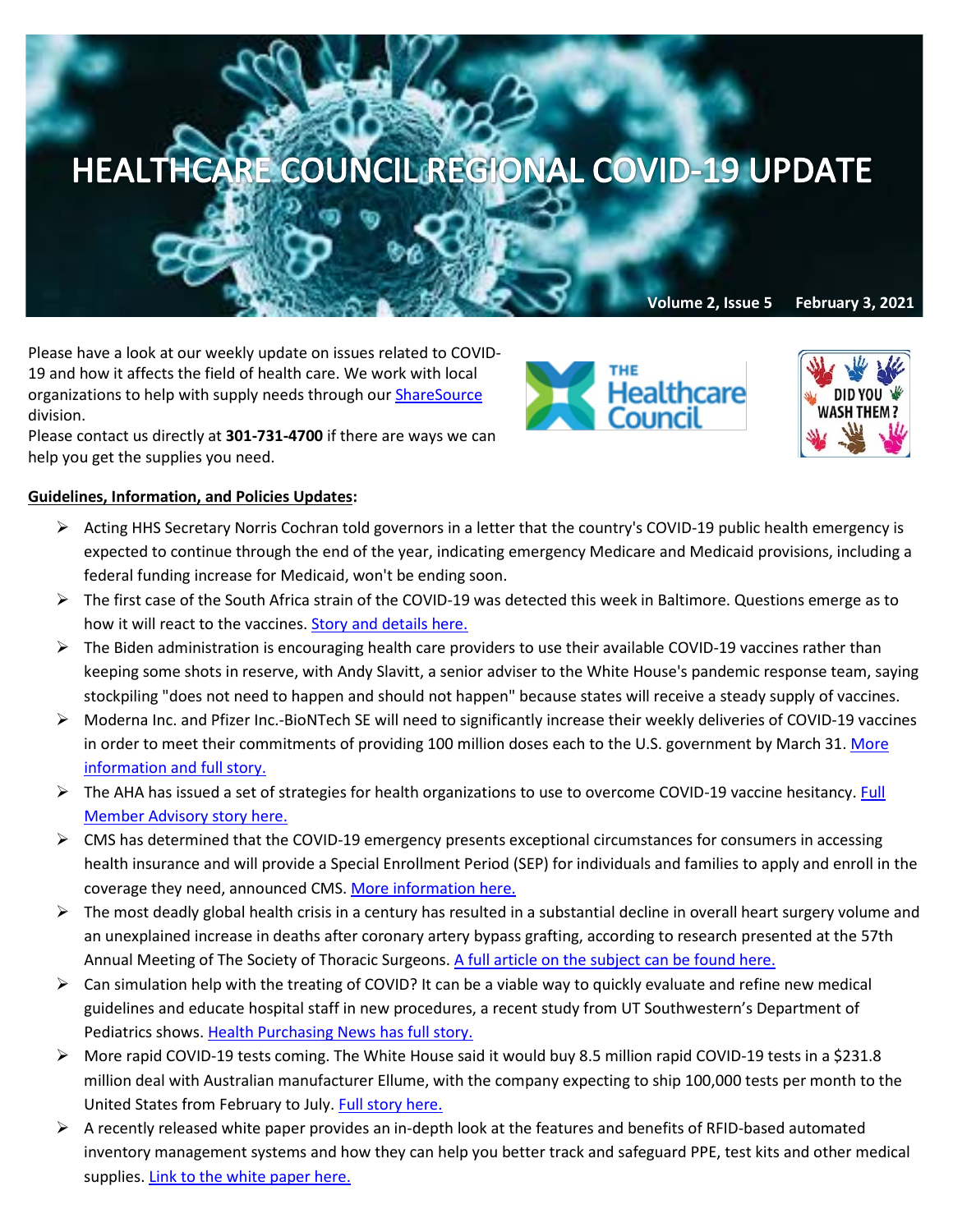# HEALTHCARE COUNCIL REGIONAL COVID-19 UPDATE

**Volume 2, Issue 5 February 3, 2021**

Please have a look at our weekly update on issues related to COVID-19 and how it affects the field of health care. We work with local organizations to help with supply needs through our ShareSource division.
Please contact us directly at **301-731-4700** if there are ways we can help you get the supplies you need.

**Guidelines, Information, and Policies Updates:**

- Acting HHS Secretary Norris Cochran told governors in a letter that the country's COVID-19 public health emergency is expected to continue through the end of the year, indicating emergency Medicare and Medicaid provisions, including a federal funding increase for Medicaid, won't be ending soon.
- The first case of the South Africa strain of the COVID-19 was detected this week in Baltimore. Questions emerge as to how it will react to the vaccines. Story and details here.
- The Biden administration is encouraging health care providers to use their available COVID-19 vaccines rather than keeping some shots in reserve, with Andy Slavitt, a senior adviser to the White House's pandemic response team, saying stockpiling "does not need to happen and should not happen" because states will receive a steady supply of vaccines.
- Moderna Inc. and Pfizer Inc.-BioNTech SE will need to significantly increase their weekly deliveries of COVID-19 vaccines in order to meet their commitments of providing 100 million doses each to the U.S. government by March 31. More information and full story.
- The AHA has issued a set of strategies for health organizations to use to overcome COVID-19 vaccine hesitancy. Full Member Advisory story here.
- CMS has determined that the COVID-19 emergency presents exceptional circumstances for consumers in accessing health insurance and will provide a Special Enrollment Period (SEP) for individuals and families to apply and enroll in the coverage they need, announced CMS. More information here.
- The most deadly global health crisis in a century has resulted in a substantial decline in overall heart surgery volume and an unexplained increase in deaths after coronary artery bypass grafting, according to research presented at the 57th Annual Meeting of The Society of Thoracic Surgeons. A full article on the subject can be found here.
- Can simulation help with the treating of COVID? It can be a viable way to quickly evaluate and refine new medical guidelines and educate hospital staff in new procedures, a recent study from UT Southwestern's Department of Pediatrics shows. Health Purchasing News has full story.
- More rapid COVID-19 tests coming. The White House said it would buy 8.5 million rapid COVID-19 tests in a $231.8 million deal with Australian manufacturer Ellume, with the company expecting to ship 100,000 tests per month to the United States from February to July. Full story here.
- A recently released white paper provides an in-depth look at the features and benefits of RFID-based automated inventory management systems and how they can help you better track and safeguard PPE, test kits and other medical supplies. Link to the white paper here.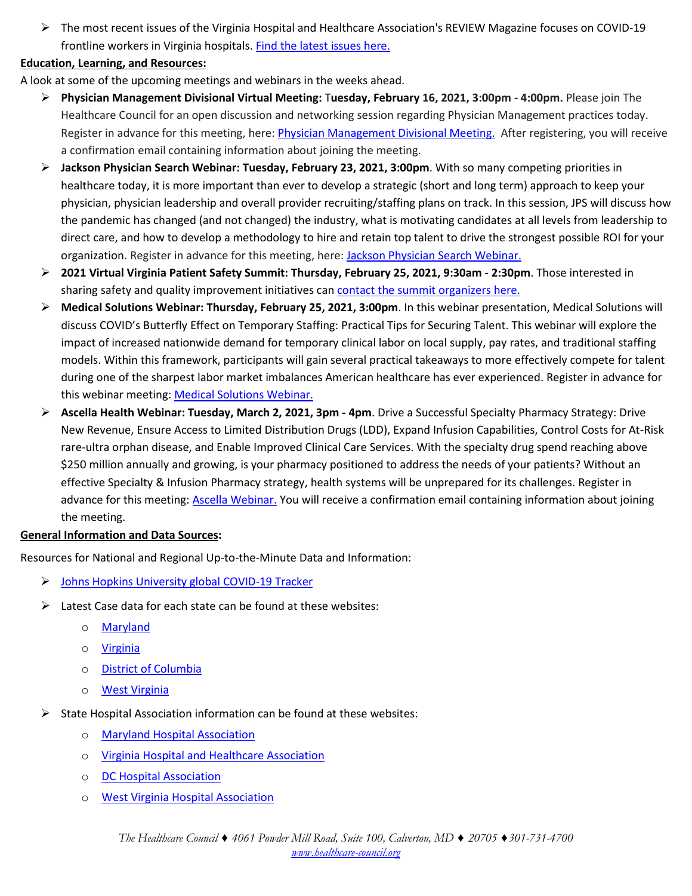- The most recent issues of the Virginia Hospital and Healthcare Association's REVIEW Magazine focuses on COVID-19 frontline workers in Virginia hospitals. [Find the latest issues here.]

**Education, Learning, and Resources:**

A look at some of the upcoming meetings and webinars in the weeks ahead.

- **Physician Management Divisional Virtual Meeting:** T**uesday, February 16, 2021, 3:00pm - 4:00pm.** Please join The Healthcare Council for an open discussion and networking session regarding Physician Management practices today. Register in advance for this meeting, here: [Physician Management Divisional Meeting.] After registering, you will receive a confirmation email containing information about joining the meeting.
- **Jackson Physician Search Webinar: Tuesday, February 23, 2021, 3:00pm**. With so many competing priorities in healthcare today, it is more important than ever to develop a strategic (short and long term) approach to keep your physician, physician leadership and overall provider recruiting/staffing plans on track. In this session, JPS will discuss how the pandemic has changed (and not changed) the industry, what is motivating candidates at all levels from leadership to direct care, and how to develop a methodology to hire and retain top talent to drive the strongest possible ROI for your organization. Register in advance for this meeting, here: [Jackson Physician Search Webinar.]
- **2021 Virtual Virginia Patient Safety Summit: Thursday, February 25, 2021, 9:30am - 2:30pm**. Those interested in sharing safety and quality improvement initiatives can [contact the summit organizers here.]
- **Medical Solutions Webinar: Thursday, February 25, 2021, 3:00pm**. In this webinar presentation, Medical Solutions will discuss COVID's Butterfly Effect on Temporary Staffing: Practical Tips for Securing Talent. This webinar will explore the impact of increased nationwide demand for temporary clinical labor on local supply, pay rates, and traditional staffing models. Within this framework, participants will gain several practical takeaways to more effectively compete for talent during one of the sharpest labor market imbalances American healthcare has ever experienced. Register in advance for this webinar meeting: [Medical Solutions Webinar.]
- **Ascella Health Webinar: Tuesday, March 2, 2021, 3pm - 4pm**. Drive a Successful Specialty Pharmacy Strategy: Drive New Revenue, Ensure Access to Limited Distribution Drugs (LDD), Expand Infusion Capabilities, Control Costs for At-Risk rare-ultra orphan disease, and Enable Improved Clinical Care Services. With the specialty drug spend reaching above $250 million annually and growing, is your pharmacy positioned to address the needs of your patients? Without an effective Specialty & Infusion Pharmacy strategy, health systems will be unprepared for its challenges. Register in advance for this meeting: [Ascella Webinar.] You will receive a confirmation email containing information about joining the meeting.

**General Information and Data Sources:**

Resources for National and Regional Up-to-the-Minute Data and Information:

- [Johns Hopkins University global COVID-19 Tracker]
- Latest Case data for each state can be found at these websites:
  - [Maryland]
  - [Virginia]
  - [District of Columbia]
  - [West Virginia]
- State Hospital Association information can be found at these websites:
  - [Maryland Hospital Association]
  - [Virginia Hospital and Healthcare Association]
  - [DC Hospital Association]
  - [West Virginia Hospital Association]

*The Healthcare Council ♦ 4061 Powder Mill Road, Suite 100, Calverton, MD ♦ 20705 ♦ 301-731-4700*
*www.healthcare-council.org*